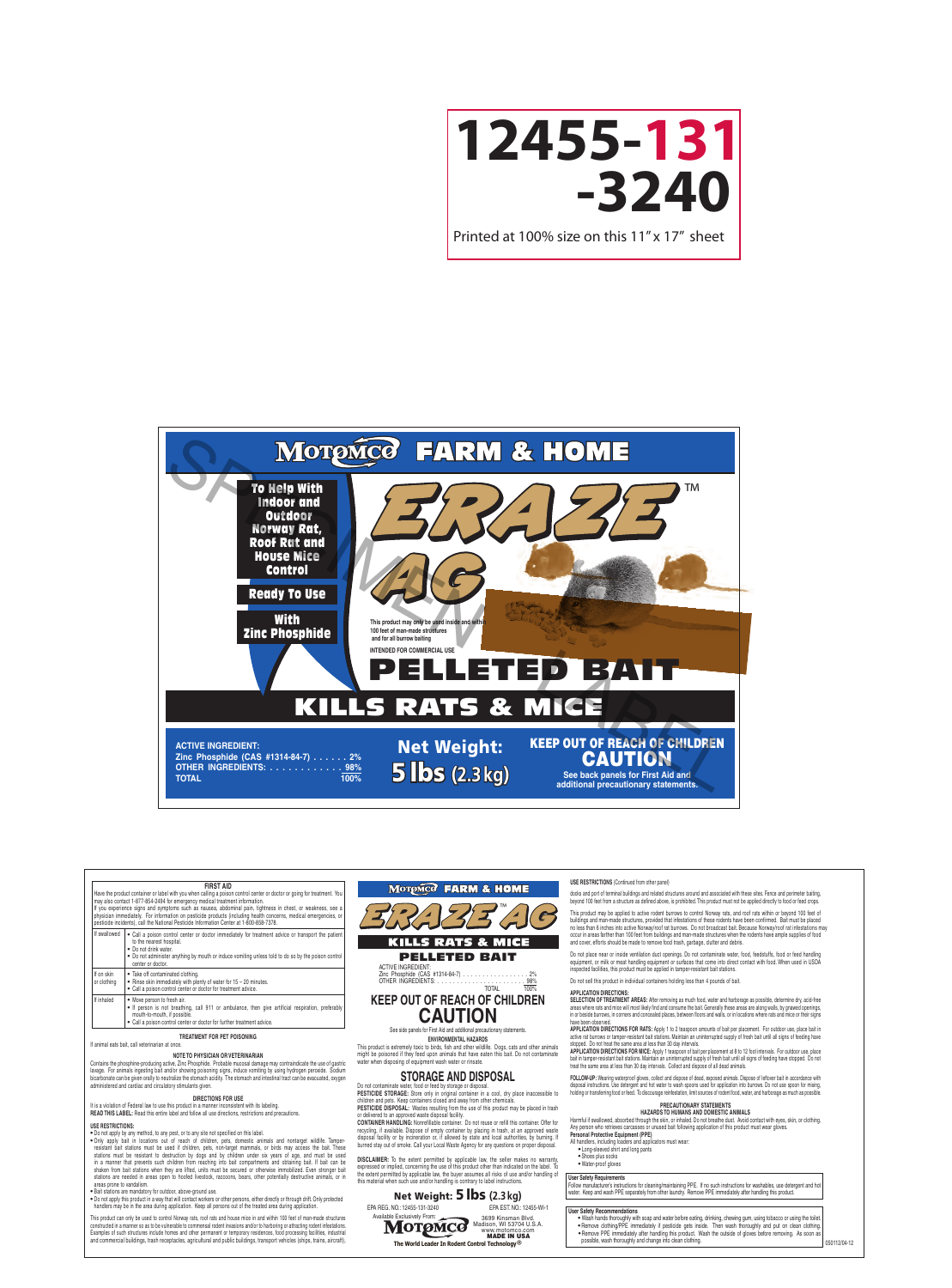# 12455-131 -3240

Printed at 100% size on this 11" x 17" sheet

# MOTOMCO FARM & HOME

**To Help With Indoor and Outdoor Norway Rat, Roof Rat and House Mice Control**

**Ready To Use**

**With Zinc Phosphide**

# ERAZE AG™

This product may only be used inside and within 100 feet of man-made structures and for all burrow baiting

INTENDED FOR COMMERCIAL USE

## PELLETED BAIT

## KILLS RATS & MICE

**ACTIVE INGREDIENT:**
**Zinc Phosphide (CAS #1314-84-7) . . . . . . 2%**
**OTHER INGREDIENTS: . . . . . . . . . . . . 98%**
**TOTAL 100%**

**Net Weight: 5 lbs (2.3 kg)**

**KEEP OUT OF REACH OF CHILDREN**
**CAUTION**
See back panels for First Aid and additional precautionary statements.

SPECIMEN LABEL

---

## FIRST AID

Have the product container or label with you when calling a poison control center or doctor or going for treatment. You may also contact 1-877-854-2494 for emergency medical treatment information.
If you experience signs and symptoms such as nausea, abdominal pain, tightness in chest, or weakness, see a physician immediately. For information on pesticide products (including health concerns, medical emergencies, or pesticide incidents), call the National Pesticide Information Center at 1-800-858-7378.

| | |
|---|---|
| If swallowed | • Call a poison control center or doctor immediately for treatment advice or transport the patient to the nearest hospital. • Do not drink water. • Do not administer anything by mouth or induce vomiting unless told to do so by the poison control center or doctor. |
| If on skin or clothing | • Take off contaminated clothing. • Rinse skin immediately with plenty of water for 15 – 20 minutes. • Call a poison control center or doctor for treatment advice. |
| If inhaled | • Move person to fresh air. • If person is not breathing, call 911 or ambulance, then give artificial respiration, preferably mouth-to-mouth, if possible. • Call a poison control center or doctor for further treatment advice. |

**TREATMENT FOR PET POISONING**

If animal eats bait, call veterinarian at once.

**NOTE TO PHYSICIAN OR VETERINARIAN**

Contains the phosphine-producing active, Zinc Phosphide. Probable mucosal damage may contraindicate the use of gastric lavage. For animals ingesting bait and/or showing poisoning signs, induce vomiting by using hydrogen peroxide. Sodium bicarbonate can be given orally to neutralize the stomach acidity. The stomach and intestinal tract can be evacuated, oxygen administered and cardiac and circulatory stimulants given.

**DIRECTIONS FOR USE**

It is a violation of Federal law to use this product in a manner inconsistent with its labeling.
**READ THIS LABEL:** Read this entire label and follow all use directions, restrictions and precautions.

**USE RESTRICTIONS:**

- Do not apply by any method, to any pest, or to any site not specified on this label.
- Only apply bait in locations out of reach of children, pets, domestic animals and nontarget wildlife. Tamper-resistant bait stations must be used if children, pets, non-target mammals, or birds may access the bait. These stations must be resistant to destruction by dogs and by children under six years of age, and must be used in a manner that prevents such children from reaching into bait compartments and obtaining bait. If bait can be shaken from bait stations when they are lifted, units must be secured or otherwise immobilized. Even stronger bait stations are needed in areas open to hoofed livestock, raccoons, bears, other potentially destructive animals, or in areas prone to vandalism.
- Bait stations are mandatory for outdoor, above-ground use.
- Do not apply this product in a way that will contact workers or other persons, either directly or through drift. Only protected handlers may be in the area during application. Keep all persons out of the treated area during application.

This product can only be used to control Norway rats, roof rats and house mice in and within 100 feet of man-made structures constructed in a manner so as to be vulnerable to commensal rodent invasions and/or to harboring or attracting rodent infestations. Examples of such structures include homes and other permanent or temporary residences, food processing facilities, industrial and commercial buildings, trash receptacles, agricultural and public buildings, transport vehicles (ships, trains, aircraft),

---

# MOTOMCO FARM & HOME

# ERAZE AG™

## KILLS RATS & MICE

## PELLETED BAIT

ACTIVE INGREDIENT:
Zinc Phosphide (CAS #1314-84-7) . . . . . . . . . . . . . . . . . 2%
OTHER INGREDIENTS: . . . . . . . . . . . . . . . . . . . . . . . . . 98%
TOTAL 100%

**KEEP OUT OF REACH OF CHILDREN**
**CAUTION**

See side panels for First Aid and additional precautionary statements.

**ENVIRONMENTAL HAZARDS**

This product is extremely toxic to birds, fish and other wildlife. Dogs, cats and other animals might be poisoned if they feed upon animals that have eaten this bait. Do not contaminate water when disposing of equipment wash water or rinsate.

## STORAGE AND DISPOSAL

Do not contaminate water, food or feed by storage or disposal.
**PESTICIDE STORAGE:** Store only in original container in a cool, dry place inaccessible to children and pets. Keep containers closed and away from other chemicals.
**PESTICIDE DISPOSAL:** Wastes resulting from the use of this product may be placed in trash or delivered to an approved waste disposal facility.
**CONTAINER HANDLING:** Nonrefillable container. Do not reuse or refill this container. Offer for recycling, if available. Dispose of empty container by placing in trash, at an approved waste disposal facility or by incineration or, if allowed by state and local authorities, by burning. If burned stay out of smoke. Call your Local Waste Agency for any questions on proper disposal.

**DISCLAIMER:** To the extent permitted by applicable law, the seller makes no warranty, expressed or implied, concerning the use of this product other than indicated on the label. To the extent permitted by applicable law, the buyer assumes all risks of use and/or handling of this material when such use and/or handling is contrary to label instructions.

**Net Weight: 5 lbs (2.3 kg)**

EPA REG. NO.: 12455-131-3240 EPA EST. NO.: 12455-WI-1

Available Exclusively From:
MOTOMCO
3699 Kinsman Blvd.
Madison, WI 53704 U.S.A.
www.motomco.com
**MADE IN USA**
The World Leader In Rodent Control Technology®

---

**USE RESTRICTIONS** (Continued from other panel)

docks and port of terminal buildings and related structures around and associated with these sites. Fence and perimeter baiting, beyond 100 feet from a structure as defined above, is prohibited. This product must not be applied directly to food or feed crops.

This product may be applied to active rodent burrows to control Norway rats, and roof rats within or beyond 100 feet of buildings and man-made structures, provided that infestations of these rodents have been confirmed. Bait must be placed no less than 6 inches into active Norway/roof rat burrows. Do not broadcast bait. Because Norway/roof rat infestations may occur in areas farther than 100 feet from buildings and man-made structures when the rodents have ample supplies of food and cover, efforts should be made to remove food trash, garbage, clutter and debris.

Do not place near or inside ventilation duct openings. Do not contaminate water, food, feedstuffs, food or feed handling equipment, or milk or meat handling equipment or surfaces that come into direct contact with food. When used in USDA inspected facilities, this product must be applied in tamper-resistant bait stations.

Do not sell this product in individual containers holding less than 4 pounds of bait.

**APPLICATION DIRECTIONS:**
**SELECTION OF TREATMENT AREAS:** After removing as much food, water and harborage as possible, determine dry, acid-free areas where rats and mice will most likely find and consume the bait. Generally these areas are along walls, by gnawed openings, in or beside burrows, in corners and concealed places, between floors and walls, or in locations where rats and mice or their signs have been observed.
**APPLICATION DIRECTIONS FOR RATS:** Apply 1 to 2 teaspoon amounts of bait per placement. For outdoor use, place bait in active rat burrows or tamper-resistant bait stations. Maintain an uninterrupted supply of fresh bait until all signs of feeding have stopped. Do not treat the same area at less than 30 day intervals.
**APPLICATION DIRECTIONS FOR MICE:** Apply 1 teaspoon of bait per placement at 8 to 12 feet intervals. For outdoor use, place bait in tamper-resistant bait stations. Maintain an uninterrupted supply of fresh bait until all signs of feeding have stopped. Do not treat the same area at less than 30 day intervals. Collect and dispose of all dead animals.

**FOLLOW-UP:** Wearing waterproof gloves, collect and dispose of dead, exposed animals. Dispose of leftover bait in accordance with disposal instructions. Use detergent and hot water to wash spoons used for application into burrows. Do not use spoon for mixing, holding or transferring food or feed. To discourage reinfestation, limit sources of rodent food, water, and harborage as much as possible.

**PRECAUTIONARY STATEMENTS**
**HAZARDS TO HUMANS AND DOMESTIC ANIMALS**

Harmful if swallowed, absorbed through the skin, or inhaled. Do not breathe dust. Avoid contact with eyes, skin, or clothing. Any person who retrieves carcasses or unused bait following application of this product must wear gloves.
**Personal Protective Equipment (PPE)**
All handlers, including loaders and applicators must wear:
- Long-sleeved shirt and long pants
- Shoes plus socks
- Water-proof gloves

**User Safety Requirements**
Follow manufacturer's instructions for cleaning/maintaining PPE. If no such instructions for washables, use detergent and hot water. Keep and wash PPE separately from other laundry. Remove PPE immediately after handling this product.

**User Safety Recommendations**
- Wash hands thoroughly with soap and water before eating, drinking, chewing gum, using tobacco or using the toilet.
- Remove clothing/PPE immediately if pesticide gets inside. Then wash thoroughly and put on clean clothing.
- Remove PPE immediately after handling this product. Wash the outside of gloves before removing. As soon as possible, wash thoroughly and change into clean clothing.

050112/04-12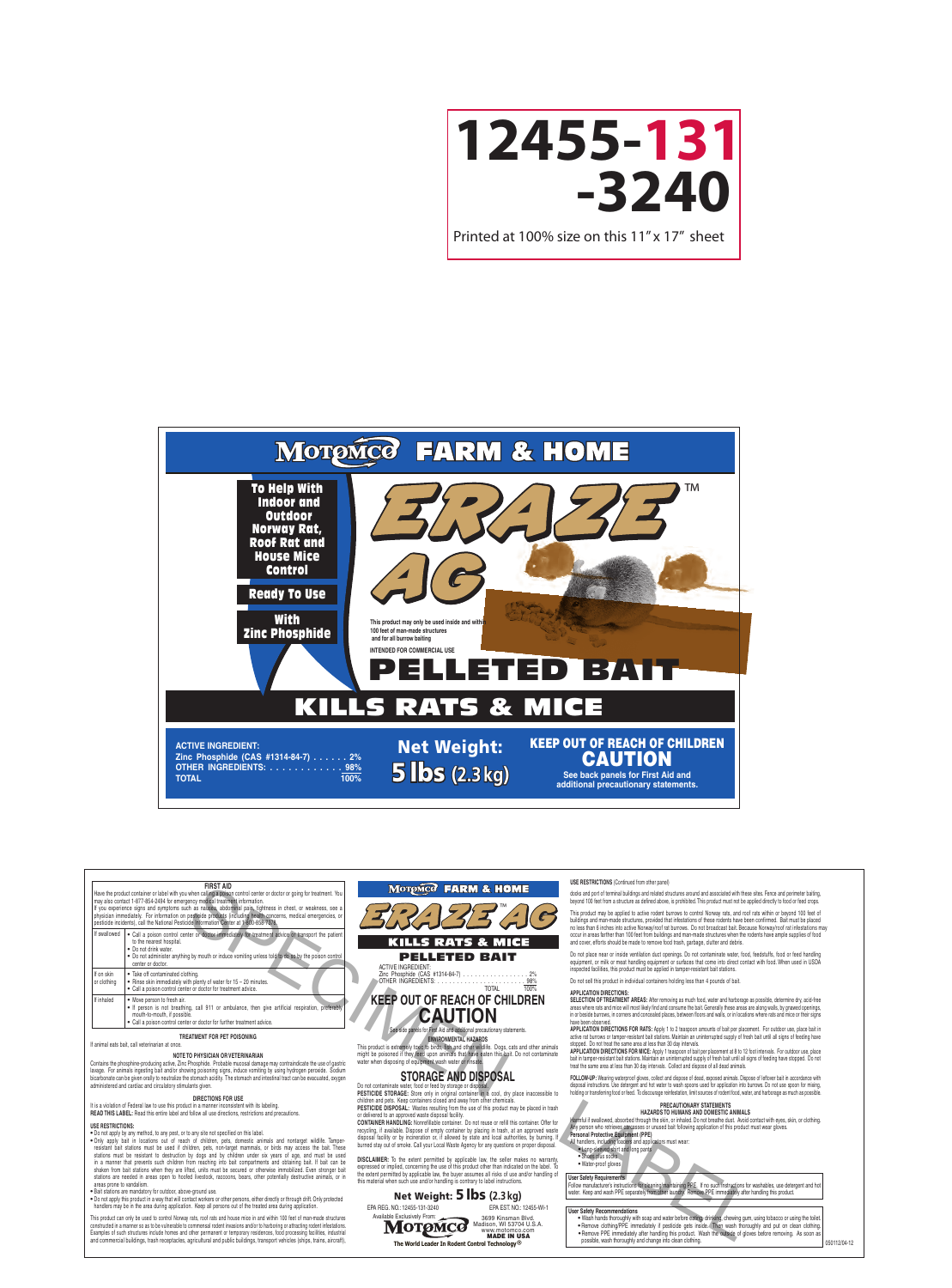# 12455-131 -3240

Printed at 100% size on this 11" x 17" sheet

MOTOMCO FARM & HOME

To Help With Indoor and Outdoor Norway Rat, Roof Rat and House Mice Control

Ready To Use

With Zinc Phosphide

# ERAZE AG™

This product may only be used inside and within 100 feet of man-made structures and for all burrow baiting

INTENDED FOR COMMERCIAL USE

## PELLETED BAIT

## KILLS RATS & MICE

**ACTIVE INGREDIENT:**
**Zinc Phosphide (CAS #1314-84-7) . . . . . . 2%**
**OTHER INGREDIENTS: . . . . . . . . . . . . 98%**
**TOTAL 100%**

**Net Weight: 5 lbs (2.3 kg)**

**KEEP OUT OF REACH OF CHILDREN**
**CAUTION**
See back panels for First Aid and additional precautionary statements.

---

SPECIMEN LABEL

### FIRST AID

Have the product container or label with you when calling a poison control center or doctor or going for treatment. You may also contact 1-877-854-2494 for emergency medical treatment information.
If you experience signs and symptoms such as nausea, abdominal pain, tightness in chest, or weakness, see a physician immediately. For information on pesticide products (including health concerns, medical emergencies, or pesticide incidents), call the National Pesticide Information Center at 1-800-858-7378.

| | |
|---|---|
| If swallowed | • Call a poison control center or doctor immediately for treatment advice or transport the patient to the nearest hospital.<br>• Do not drink water.<br>• Do not administer anything by mouth or induce vomiting unless told to do so by the poison control center or doctor. |
| If on skin or clothing | • Take off contaminated clothing.<br>• Rinse skin immediately with plenty of water for 15 – 20 minutes.<br>• Call a poison control center or doctor for treatment advice. |
| If inhaled | • Move person to fresh air.<br>• If person is not breathing, call 911 or ambulance, then give artificial respiration, preferably mouth-to-mouth, if possible.<br>• Call a poison control center or doctor for further treatment advice. |

**TREATMENT FOR PET POISONING**

If animal eats bait, call veterinarian at once.

**NOTE TO PHYSICIAN OR VETERINARIAN**

Contains the phosphine-producing active, Zinc Phosphide. Probable mucosal damage may contraindicate the use of gastric lavage. For animals ingesting bait and/or showing poisoning signs, induce vomiting by using hydrogen peroxide. Sodium bicarbonate can be given orally to neutralize the stomach acidity. The stomach and intestinal tract can be evacuated, oxygen administered and cardiac and circulatory stimulants given.

**DIRECTIONS FOR USE**

It is a violation of Federal law to use this product in a manner inconsistent with its labeling.
**READ THIS LABEL:** Read this entire label and follow all use directions, restrictions and precautions.

**USE RESTRICTIONS:**
- Do not apply by any method, to any pest, or to any site not specified on this label.
- Only apply bait in locations out of reach of children, pets, domestic animals and nontarget wildlife. Tamper-resistant bait stations must be used if children, pets, non-target mammals, or birds may access the bait. These stations must be resistant to destruction by dogs and by children under six years of age, and must be used in a manner that prevents such children from reaching into bait compartments and obtaining bait. If bait can be shaken from bait stations when they are lifted, units must be secured or otherwise immobilized. Even stronger bait stations are needed in areas open to hoofed livestock, raccoons, bears, other potentially destructive animals, or in areas prone to vandalism.
- Bait stations are mandatory for outdoor, above-ground use.
- Do not apply this product in a way that will contact workers or other persons, either directly or through drift. Only protected handlers may be in the area during application. Keep all persons out of the treated area during application.

This product can only be used to control Norway rats, roof rats and house mice in and within 100 feet of man-made structures constructed in a manner so as to be vulnerable to commensal rodent invasions and/or to harboring or attracting rodent infestations. Examples of such structures include homes and other permanent or temporary residences, food processing facilities, industrial and commercial buildings, trash receptacles, agricultural and public buildings, transport vehicles (ships, trains, aircraft),

MOTOMCO FARM & HOME

# ERAZE AG™

## KILLS RATS & MICE

## PELLETED BAIT

ACTIVE INGREDIENT:
Zinc Phosphide (CAS #1314-84-7) . . . . . . . . . . . . . . . . 2%
OTHER INGREDIENTS: . . . . . . . . . . . . . . . . . . . . . . . 98%
TOTAL 100%

**KEEP OUT OF REACH OF CHILDREN**
**CAUTION**

See side panels for First Aid and additional precautionary statements.

**ENVIRONMENTAL HAZARDS**

This product is extremely toxic to birds, fish and other wildlife. Dogs, cats and other animals might be poisoned if they feed upon animals that have eaten this bait. Do not contaminate water when disposing of equipment wash water or rinsate.

**STORAGE AND DISPOSAL**

Do not contaminate water, food or feed by storage or disposal.
**PESTICIDE STORAGE:** Store only in original container in a cool, dry place inaccessible to children and pets. Keep containers closed and away from other chemicals.
**PESTICIDE DISPOSAL:** Wastes resulting from the use of this product may be placed in trash or delivered to an approved waste disposal facility.
**CONTAINER HANDLING:** Nonrefillable container. Do not reuse or refill this container. Offer for recycling, if available. Dispose of empty container by placing in trash, at an approved waste disposal facility or by incineration or, if allowed by state and local authorities, by burning. If burned stay out of smoke. Call your Local Waste Agency for any questions on proper disposal.

**DISCLAIMER:** To the extent permitted by applicable law, the seller makes no warranty, expressed or implied, concerning the use of this product other than indicated on the label. To the extent permitted by applicable law, the buyer assumes all risks of use and/or handling of this material when such use and/or handling is contrary to label instructions.

**Net Weight: 5 lbs (2.3 kg)**

EPA REG. NO.: 12455-131-3240 EPA EST. NO.: 12455-WI-1

Available Exclusively From:
MOTOMCO
3699 Kinsman Blvd.
Madison, WI 53704 U.S.A.
www.motomco.com
MADE IN USA
The World Leader In Rodent Control Technology®

**USE RESTRICTIONS** (Continued from other panel)

docks and port of terminal buildings and related structures around and associated with these sites. Fence and perimeter baiting, beyond 100 feet from a structure as defined above, is prohibited. This product must not be applied directly to food or feed crops.

This product may be applied to active rodent burrows to control Norway rats, and roof rats within or beyond 100 feet of buildings and man-made structures, provided that infestations of these rodents have been confirmed. Bait must be placed no less than 6 inches into active Norway/roof rat burrows. Do not broadcast bait. Because Norway/roof rat infestations may occur in areas farther than 100 feet from buildings and man-made structures when the rodents have ample supplies of food and cover, efforts should be made to remove food trash, garbage, clutter and debris.

Do not place near or inside ventilation duct openings. Do not contaminate water, food, feedstuffs, food or feed handling equipment, or milk or meat handling equipment or surfaces that come into direct contact with food. When used in USDA inspected facilities, this product must be applied in tamper-resistant bait stations.

Do not sell this product in individual containers holding less than 4 pounds of bait.

**APPLICATION DIRECTIONS:**
**SELECTION OF TREATMENT AREAS:** After removing as much food, water and harborage as possible, determine dry, acid-free areas where rats and mice will most likely find and consume the bait. Generally these areas are along walls, by gnawed openings, in or beside burrows, in corners and concealed places, between floors and walls, or in locations where rats and mice or their signs have been observed.
**APPLICATION DIRECTIONS FOR RATS:** Apply 1 to 2 teaspoon amounts of bait per placement. For outdoor use, place bait in active rat burrows or tamper-resistant bait stations. Maintain an uninterrupted supply of fresh bait until all signs of feeding have stopped. Do not treat the same area at less than 30 day intervals.
**APPLICATION DIRECTIONS FOR MICE:** Apply 1 teaspoon of bait per placement at 8 to 12 feet intervals. For outdoor use, place bait in tamper-resistant bait stations. Maintain an uninterrupted supply of fresh bait until all signs of feeding have stopped. Do not treat the same area at less than 30 day intervals. Collect and dispose of all dead animals.

**FOLLOW-UP:** Wearing waterproof gloves, collect and dispose of dead, exposed animals. Dispose of leftover bait in accordance with disposal instructions. Use detergent and hot water to wash spoons used for application into burrows. Do not use spoon for mixing, holding or transferring food or feed. To discourage reinfestation, limit sources of rodent food, water, and harborage as much as possible.

**PRECAUTIONARY STATEMENTS**
**HAZARDS TO HUMANS AND DOMESTIC ANIMALS**

Harmful if swallowed, absorbed through the skin, or inhaled. Do not breathe dust. Avoid contact with eyes, skin, or clothing. Any person who retrieves carcasses or unused bait following application of this product must wear gloves.
**Personal Protective Equipment (PPE)**
All handlers, including loaders and applicators must wear:
- Long-sleeved shirt and long pants
- Shoes plus socks
- Water-proof gloves

**User Safety Requirements**
Follow manufacturer's instructions for cleaning/maintaining PPE. If no such instructions for washables, use detergent and hot water. Keep and wash PPE separately from other laundry. Remove PPE immediately after handling this product.

**User Safety Recommendations**
- Wash hands thoroughly with soap and water before eating, drinking, chewing gum, using tobacco or using the toilet.
- Remove clothing/PPE immediately if pesticide gets inside. Then wash thoroughly and put on clean clothing.
- Remove PPE immediately after handling this product. Wash the outside of gloves before removing. As soon as possible, wash thoroughly and change into clean clothing.

050112/04-12